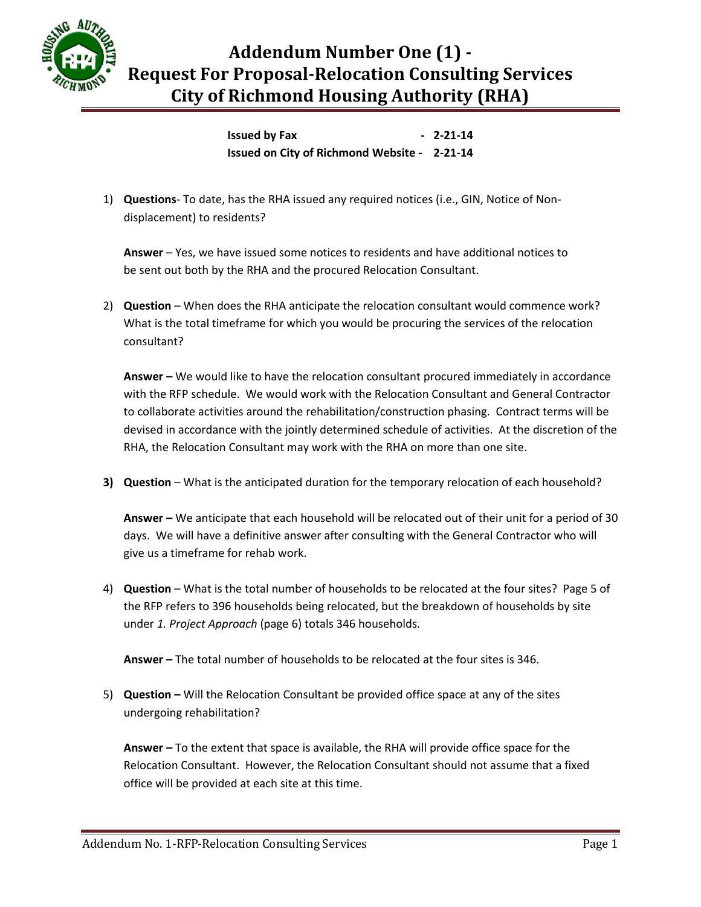# Addendum Number One (1) - Request For Proposal-Relocation Consulting Services City of Richmond Housing Authority (RHA)

**Issued by Fax - 2-21-14**
**Issued on City of Richmond Website - 2-21-14**

1) **Questions**- To date, has the RHA issued any required notices (i.e., GIN, Notice of Non-displacement) to residents?

   **Answer** – Yes, we have issued some notices to residents and have additional notices to be sent out both by the RHA and the procured Relocation Consultant.

2) **Question** – When does the RHA anticipate the relocation consultant would commence work? What is the total timeframe for which you would be procuring the services of the relocation consultant?

   **Answer –** We would like to have the relocation consultant procured immediately in accordance with the RFP schedule. We would work with the Relocation Consultant and General Contractor to collaborate activities around the rehabilitation/construction phasing. Contract terms will be devised in accordance with the jointly determined schedule of activities. At the discretion of the RHA, the Relocation Consultant may work with the RHA on more than one site.

3) **Question** – What is the anticipated duration for the temporary relocation of each household?

   **Answer –** We anticipate that each household will be relocated out of their unit for a period of 30 days. We will have a definitive answer after consulting with the General Contractor who will give us a timeframe for rehab work.

4) **Question** – What is the total number of households to be relocated at the four sites? Page 5 of the RFP refers to 396 households being relocated, but the breakdown of households by site under *1. Project Approach* (page 6) totals 346 households.

   **Answer –** The total number of households to be relocated at the four sites is 346.

5) **Question –** Will the Relocation Consultant be provided office space at any of the sites undergoing rehabilitation?

   **Answer –** To the extent that space is available, the RHA will provide office space for the Relocation Consultant. However, the Relocation Consultant should not assume that a fixed office will be provided at each site at this time.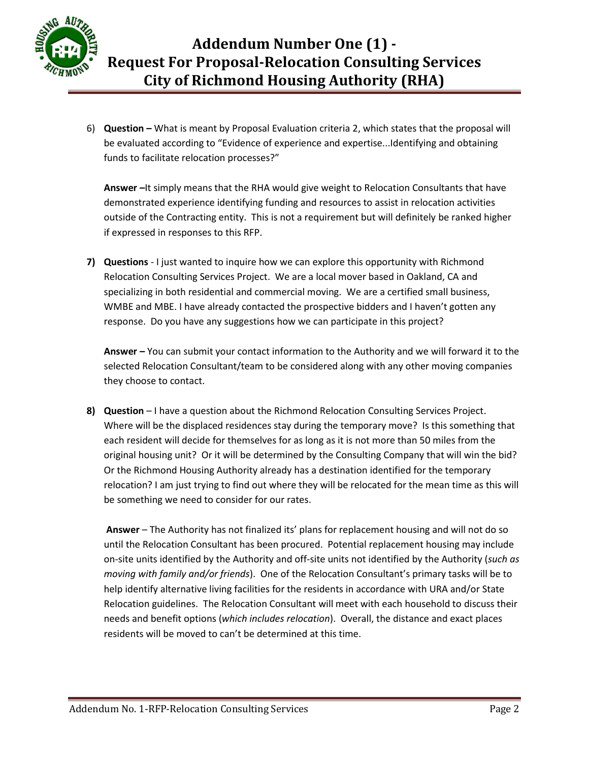6) **Question –** What is meant by Proposal Evaluation criteria 2, which states that the proposal will be evaluated according to "Evidence of experience and expertise...Identifying and obtaining funds to facilitate relocation processes?"

   **Answer –**It simply means that the RHA would give weight to Relocation Consultants that have demonstrated experience identifying funding and resources to assist in relocation activities outside of the Contracting entity. This is not a requirement but will definitely be ranked higher if expressed in responses to this RFP.

7) **Questions** - I just wanted to inquire how we can explore this opportunity with Richmond Relocation Consulting Services Project. We are a local mover based in Oakland, CA and specializing in both residential and commercial moving. We are a certified small business, WMBE and MBE. I have already contacted the prospective bidders and I haven't gotten any response. Do you have any suggestions how we can participate in this project?

   **Answer –** You can submit your contact information to the Authority and we will forward it to the selected Relocation Consultant/team to be considered along with any other moving companies they choose to contact.

8) **Question** – I have a question about the Richmond Relocation Consulting Services Project. Where will be the displaced residences stay during the temporary move? Is this something that each resident will decide for themselves for as long as it is not more than 50 miles from the original housing unit? Or it will be determined by the Consulting Company that will win the bid? Or the Richmond Housing Authority already has a destination identified for the temporary relocation? I am just trying to find out where they will be relocated for the mean time as this will be something we need to consider for our rates.

   **Answer** – The Authority has not finalized its' plans for replacement housing and will not do so until the Relocation Consultant has been procured. Potential replacement housing may include on-site units identified by the Authority and off-site units not identified by the Authority (*such as moving with family and/or friends*). One of the Relocation Consultant's primary tasks will be to help identify alternative living facilities for the residents in accordance with URA and/or State Relocation guidelines. The Relocation Consultant will meet with each household to discuss their needs and benefit options (*which includes relocation*). Overall, the distance and exact places residents will be moved to can't be determined at this time.